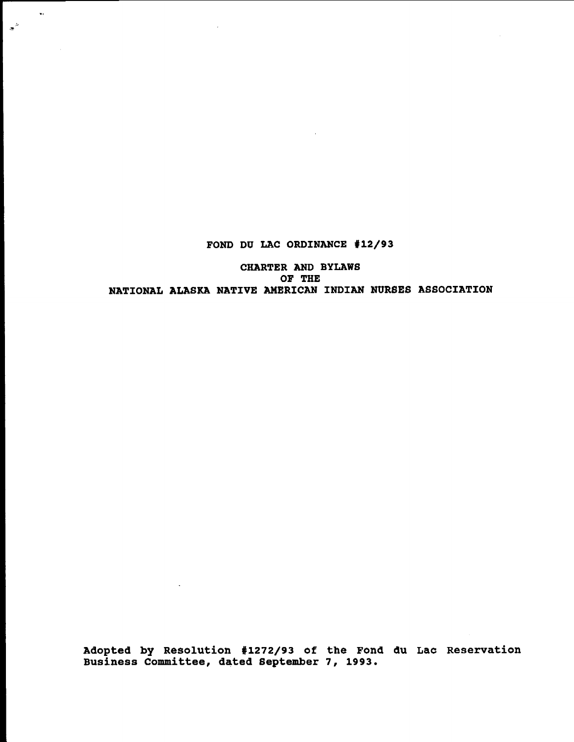# FOND DU LAC ORDINANCE #12/93

## CHARTER AND BYLAWS
## OF THE
## NATIONAL ALASKA NATIVE AMERICAN INDIAN NURSES ASSOCIATION

**Adopted by Resolution #1272/93 of the Fond du Lac Reservation Business Committee, dated September 7, 1993.**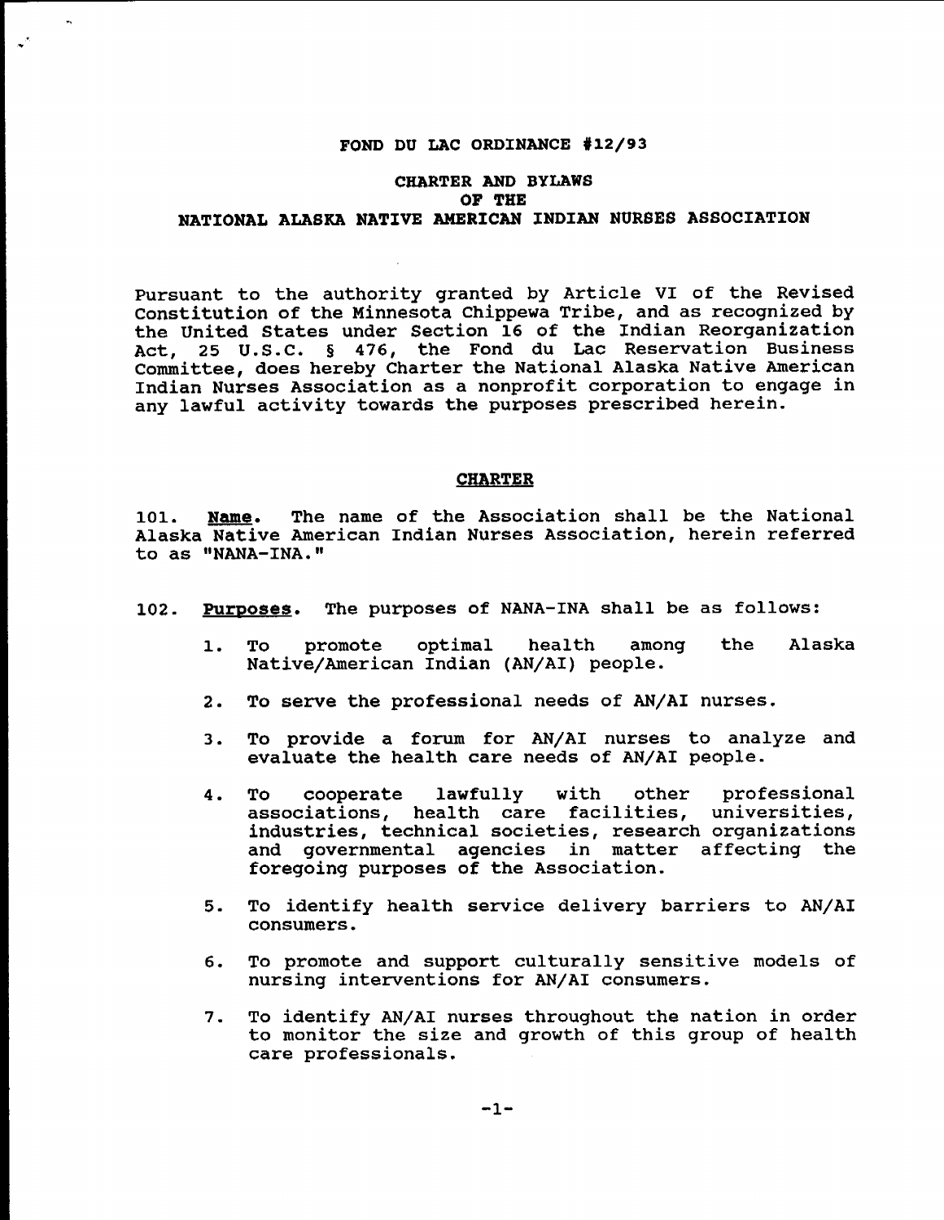**FOND DU LAC ORDINANCE #12/93**

**CHARTER AND BYLAWS**
**OF THE**
**NATIONAL ALASKA NATIVE AMERICAN INDIAN NURSES ASSOCIATION**

Pursuant to the authority granted by Article VI of the Revised Constitution of the Minnesota Chippewa Tribe, and as recognized by the United States under Section 16 of the Indian Reorganization Act, 25 U.S.C. § 476, the Fond du Lac Reservation Business Committee, does hereby Charter the National Alaska Native American Indian Nurses Association as a nonprofit corporation to engage in any lawful activity towards the purposes prescribed herein.

## CHARTER

101. **Name.** The name of the Association shall be the National Alaska Native American Indian Nurses Association, herein referred to as "NANA-INA."

102. **Purposes.** The purposes of NANA-INA shall be as follows:

   1. To promote optimal health among the Alaska Native/American Indian (AN/AI) people.

   2. To serve the professional needs of AN/AI nurses.

   3. To provide a forum for AN/AI nurses to analyze and evaluate the health care needs of AN/AI people.

   4. To cooperate lawfully with other professional associations, health care facilities, universities, industries, technical societies, research organizations and governmental agencies in matter affecting the foregoing purposes of the Association.

   5. To identify health service delivery barriers to AN/AI consumers.

   6. To promote and support culturally sensitive models of nursing interventions for AN/AI consumers.

   7. To identify AN/AI nurses throughout the nation in order to monitor the size and growth of this group of health care professionals.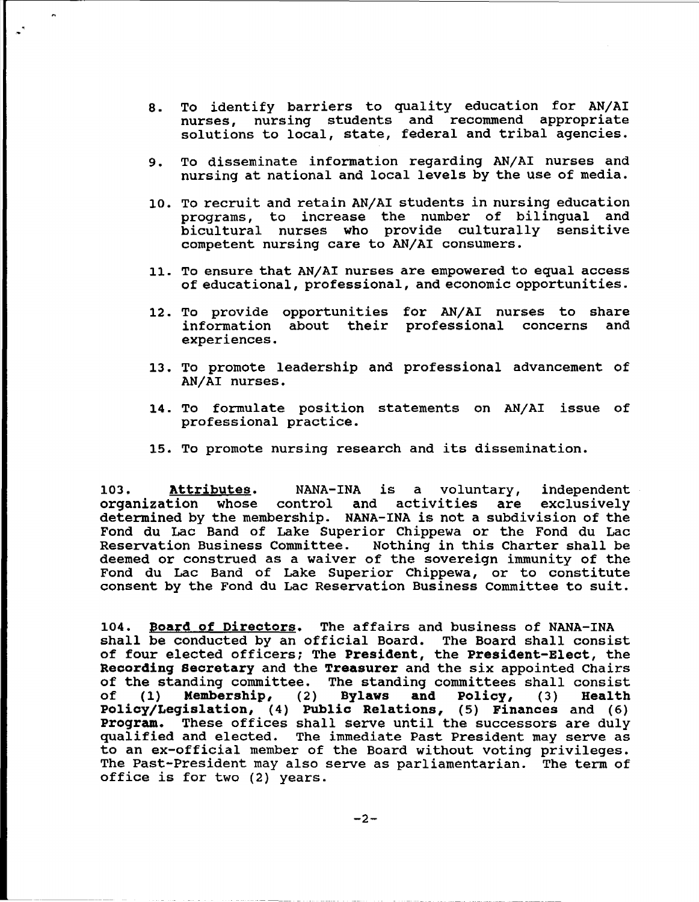8. To identify barriers to quality education for AN/AI nurses, nursing students and recommend appropriate solutions to local, state, federal and tribal agencies.

9. To disseminate information regarding AN/AI nurses and nursing at national and local levels by the use of media.

10. To recruit and retain AN/AI students in nursing education programs, to increase the number of bilingual and bicultural nurses who provide culturally sensitive competent nursing care to AN/AI consumers.

11. To ensure that AN/AI nurses are empowered to equal access of educational, professional, and economic opportunities.

12. To provide opportunities for AN/AI nurses to share information about their professional concerns and experiences.

13. To promote leadership and professional advancement of AN/AI nurses.

14. To formulate position statements on AN/AI issue of professional practice.

15. To promote nursing research and its dissemination.

103. **Attributes**. NANA-INA is a voluntary, independent organization whose control and activities are exclusively determined by the membership. NANA-INA is not a subdivision of the Fond du Lac Band of Lake Superior Chippewa or the Fond du Lac Reservation Business Committee. Nothing in this Charter shall be deemed or construed as a waiver of the sovereign immunity of the Fond du Lac Band of Lake Superior Chippewa, or to constitute consent by the Fond du Lac Reservation Business Committee to suit.

104. **Board of Directors**. The affairs and business of NANA-INA shall be conducted by an official Board. The Board shall consist of four elected officers; The **President**, the **President-Elect**, the **Recording Secretary** and the **Treasurer** and the six appointed Chairs of the standing committee. The standing committees shall consist of (1) **Membership**, (2) **Bylaws and Policy**, (3) **Health Policy/Legislation**, (4) **Public Relations**, (5) **Finances** and (6) **Program**. These offices shall serve until the successors are duly qualified and elected. The immediate Past President may serve as to an ex-official member of the Board without voting privileges. The Past-President may also serve as parliamentarian. The term of office is for two (2) years.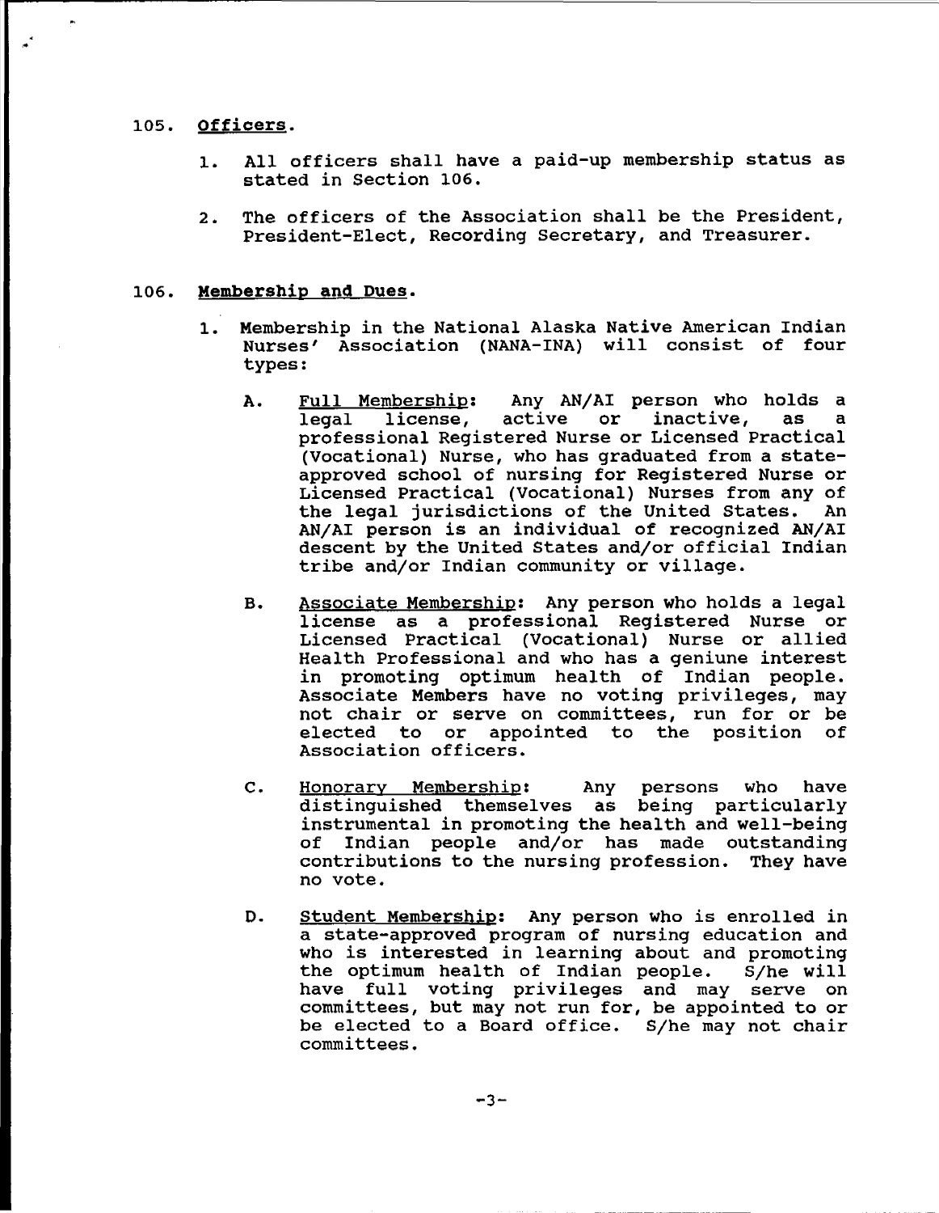## 105. <u>Officers</u>.

1. All officers shall have a paid-up membership status as stated in Section 106.

2. The officers of the Association shall be the President, President-Elect, Recording Secretary, and Treasurer.

## 106. <u>Membership and Dues</u>.

1. Membership in the National Alaska Native American Indian Nurses' Association (NANA-INA) will consist of four types:

   A. <u>Full Membership</u>: Any AN/AI person who holds a legal license, active or inactive, as a professional Registered Nurse or Licensed Practical (Vocational) Nurse, who has graduated from a state-approved school of nursing for Registered Nurse or Licensed Practical (Vocational) Nurses from any of the legal jurisdictions of the United States. An AN/AI person is an individual of recognized AN/AI descent by the United States and/or official Indian tribe and/or Indian community or village.

   B. <u>Associate Membership</u>: Any person who holds a legal license as a professional Registered Nurse or Licensed Practical (Vocational) Nurse or allied Health Professional and who has a geniune interest in promoting optimum health of Indian people. Associate Members have no voting privileges, may not chair or serve on committees, run for or be elected to or appointed to the position of Association officers.

   C. <u>Honorary Membership</u>: Any persons who have distinguished themselves as being particularly instrumental in promoting the health and well-being of Indian people and/or has made outstanding contributions to the nursing profession. They have no vote.

   D. <u>Student Membership</u>: Any person who is enrolled in a state-approved program of nursing education and who is interested in learning about and promoting the optimum health of Indian people. S/he will have full voting privileges and may serve on committees, but may not run for, be appointed to or be elected to a Board office. S/he may not chair committees.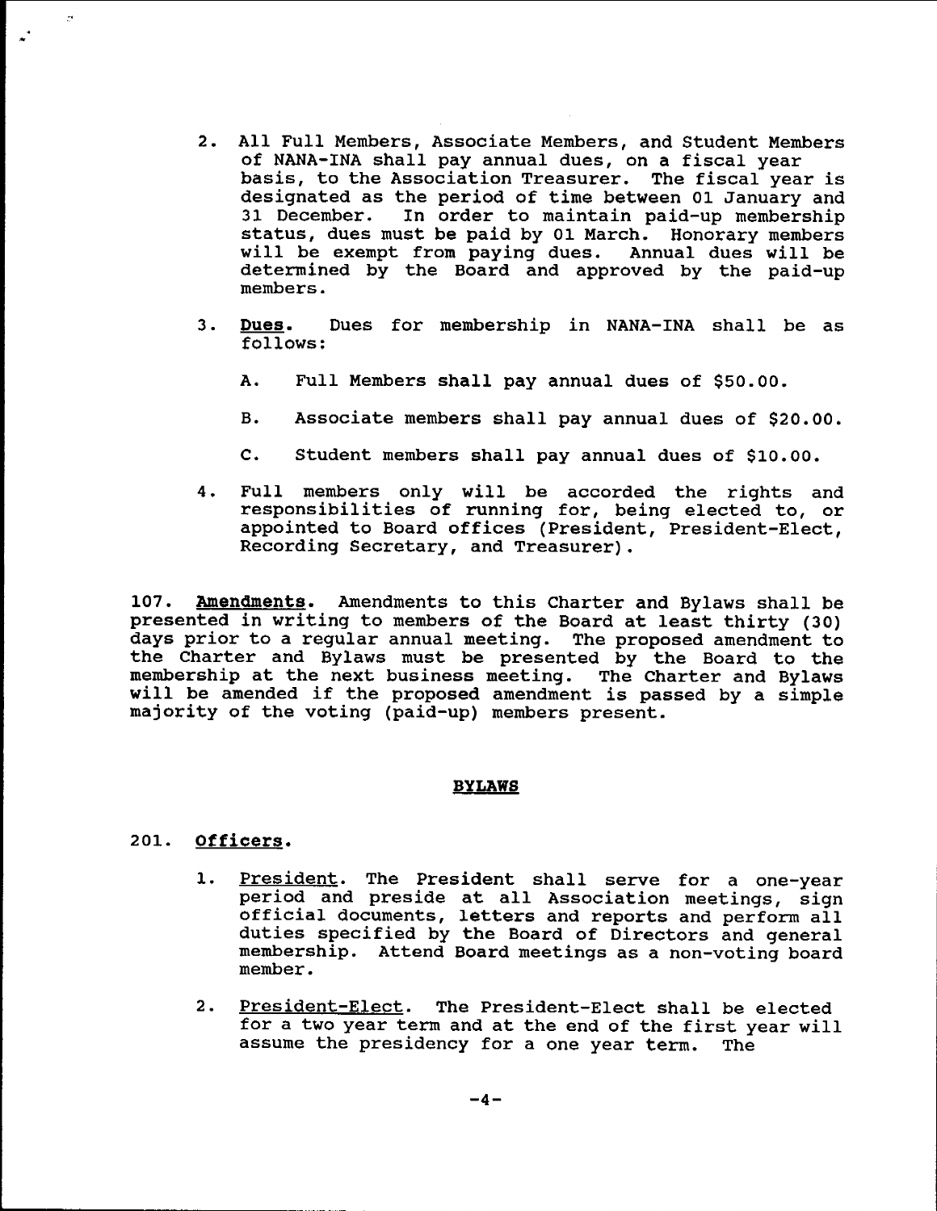2. All Full Members, Associate Members, and Student Members of NANA-INA shall pay annual dues, on a fiscal year basis, to the Association Treasurer. The fiscal year is designated as the period of time between 01 January and 31 December. In order to maintain paid-up membership status, dues must be paid by 01 March. Honorary members will be exempt from paying dues. Annual dues will be determined by the Board and approved by the paid-up members.

3. **Dues.** Dues for membership in NANA-INA shall be as follows:

   A. Full Members shall pay annual dues of $50.00.

   B. Associate members shall pay annual dues of $20.00.

   C. Student members shall pay annual dues of $10.00.

4. Full members only will be accorded the rights and responsibilities of running for, being elected to, or appointed to Board offices (President, President-Elect, Recording Secretary, and Treasurer).

107. **Amendments.** Amendments to this Charter and Bylaws shall be presented in writing to members of the Board at least thirty (30) days prior to a regular annual meeting. The proposed amendment to the Charter and Bylaws must be presented by the Board to the membership at the next business meeting. The Charter and Bylaws will be amended if the proposed amendment is passed by a simple majority of the voting (paid-up) members present.

## BYLAWS

201. **Officers.**

1. President. The President shall serve for a one-year period and preside at all Association meetings, sign official documents, letters and reports and perform all duties specified by the Board of Directors and general membership. Attend Board meetings as a non-voting board member.

2. President-Elect. The President-Elect shall be elected for a two year term and at the end of the first year will assume the presidency for a one year term. The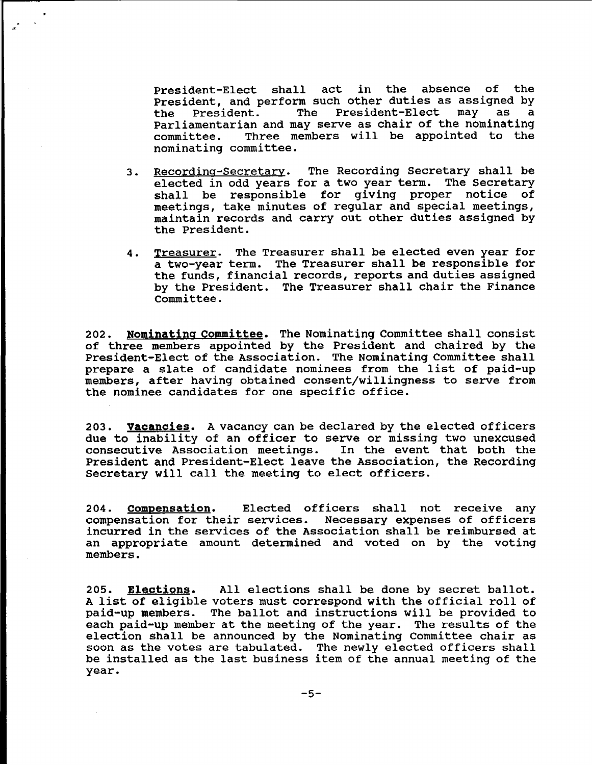President-Elect shall act in the absence of the President, and perform such other duties as assigned by the President. The President-Elect may as a Parliamentarian and may serve as chair of the nominating committee. Three members will be appointed to the nominating committee.

3. Recording-Secretary. The Recording Secretary shall be elected in odd years for a two year term. The Secretary shall be responsible for giving proper notice of meetings, take minutes of regular and special meetings, maintain records and carry out other duties assigned by the President.

4. Treasurer. The Treasurer shall be elected even year for a two-year term. The Treasurer shall be responsible for the funds, financial records, reports and duties assigned by the President. The Treasurer shall chair the Finance Committee.

202. **Nominating Committee.** The Nominating Committee shall consist of three members appointed by the President and chaired by the President-Elect of the Association. The Nominating Committee shall prepare a slate of candidate nominees from the list of paid-up members, after having obtained consent/willingness to serve from the nominee candidates for one specific office.

203. **Vacancies.** A vacancy can be declared by the elected officers due to inability of an officer to serve or missing two unexcused consecutive Association meetings. In the event that both the President and President-Elect leave the Association, the Recording Secretary will call the meeting to elect officers.

204. **Compensation.** Elected officers shall not receive any compensation for their services. Necessary expenses of officers incurred in the services of the Association shall be reimbursed at an appropriate amount determined and voted on by the voting members.

205. **Elections.** All elections shall be done by secret ballot. A list of eligible voters must correspond with the official roll of paid-up members. The ballot and instructions will be provided to each paid-up member at the meeting of the year. The results of the election shall be announced by the Nominating Committee chair as soon as the votes are tabulated. The newly elected officers shall be installed as the last business item of the annual meeting of the year.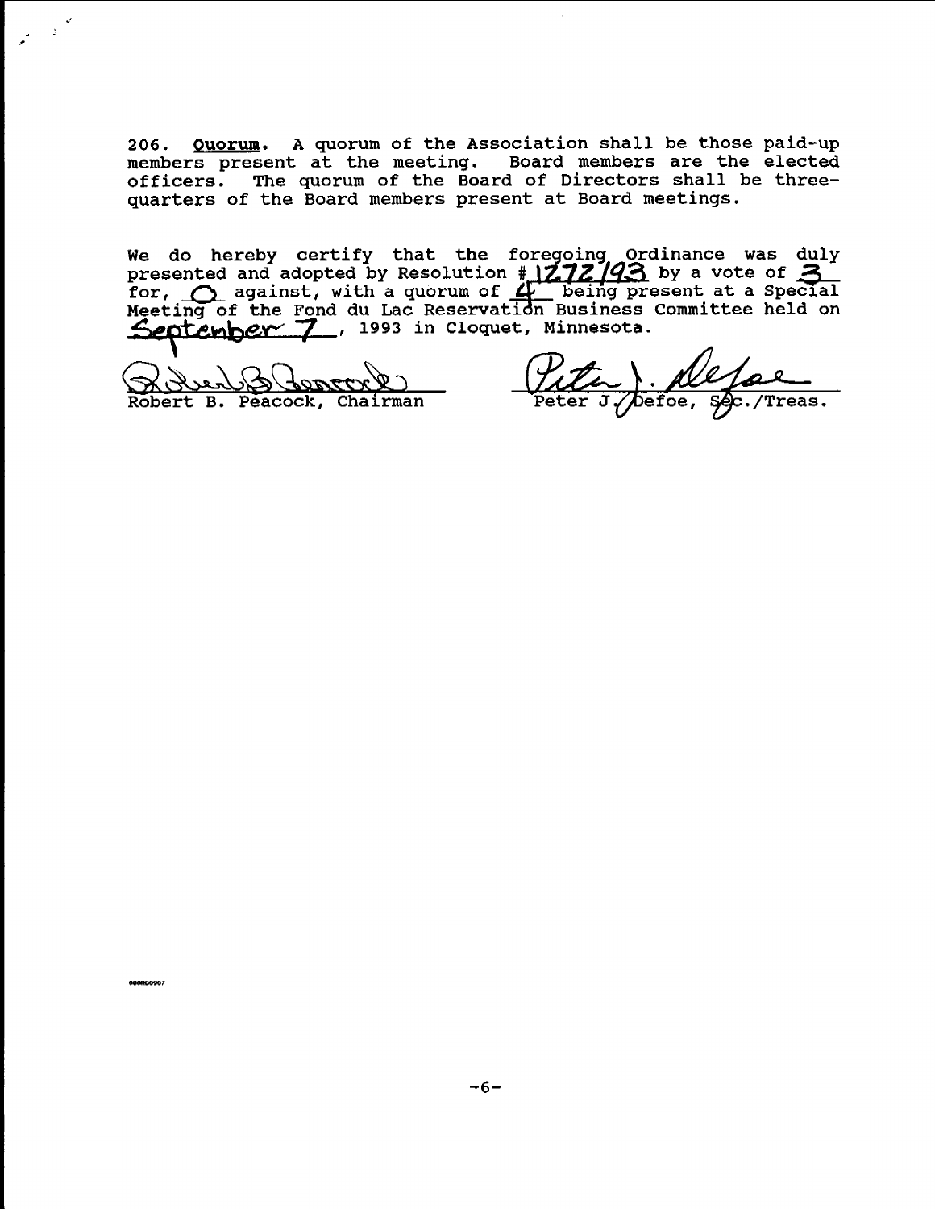206. **Quorum**. A quorum of the Association shall be those paid-up members present at the meeting. Board members are the elected officers. The quorum of the Board of Directors shall be three-quarters of the Board members present at Board meetings.

We do hereby certify that the foregoing Ordinance was duly presented and adopted by Resolution # 1272/93 by a vote of 3 for, 0 against, with a quorum of 4 being present at a Special Meeting of the Fond du Lac Reservation Business Committee held on September 7, 1993 in Cloquet, Minnesota.

Robert B. Peacock, Chairman

Peter J. Defoe, Sec./Treas.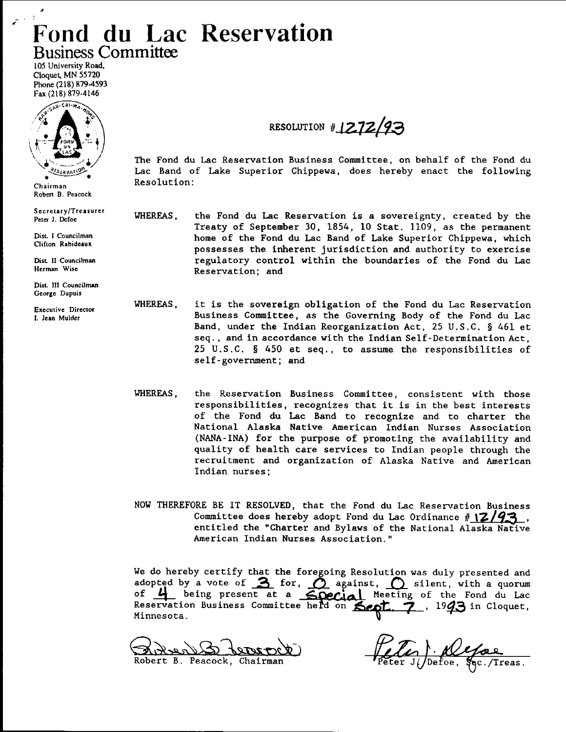# Fond du Lac Reservation
## Business Committee

105 University Road,
Cloquet, MN 55720
Phone (218) 879-4593
Fax (218) 879-4146

Chairman
Robert B. Peacock

Secretary/Treasurer
Peter J. Defoe

Dist. I Councilman
Clifton Rabideaux

Dist. II Councilman
Herman Wise

Dist. III Councilman
George Dupuis

Executive Director
I. Jean Mulder

RESOLUTION #1272/93

The Fond du Lac Reservation Business Committee, on behalf of the Fond du Lac Band of Lake Superior Chippewa, does hereby enact the following Resolution:

WHEREAS, the Fond du Lac Reservation is a sovereignty, created by the Treaty of September 30, 1854, 10 Stat. 1109, as the permanent home of the Fond du Lac Band of Lake Superior Chippewa, which possesses the inherent jurisdiction and authority to exercise regulatory control within the boundaries of the Fond du Lac Reservation; and

WHEREAS, it is the sovereign obligation of the Fond du Lac Reservation Business Committee, as the Governing Body of the Fond du Lac Band, under the Indian Reorganization Act, 25 U.S.C. § 461 et seq., and in accordance with the Indian Self-Determination Act, 25 U.S.C. § 450 et seq., to assume the responsibilities of self-government; and

WHEREAS, the Reservation Business Committee, consistent with those responsibilities, recognizes that it is in the best interests of the Fond du Lac Band to recognize and to charter the National Alaska Native American Indian Nurses Association (NANA-INA) for the purpose of promoting the availability and quality of health care services to Indian people through the recruitment and organization of Alaska Native and American Indian nurses;

NOW THEREFORE BE IT RESOLVED, that the Fond du Lac Reservation Business Committee does hereby adopt Fond du Lac Ordinance #12/93, entitled the "Charter and Bylaws of the National Alaska Native American Indian Nurses Association."

We do hereby certify that the foregoing Resolution was duly presented and adopted by a vote of 3 for, 0 against, 0 silent, with a quorum of 4 being present at a Special Meeting of the Fond du Lac Reservation Business Committee held on Sept. 7, 1993 in Cloquet, Minnesota.

Robert B. Peacock, Chairman

Peter J. Defoe, Sec./Treas.